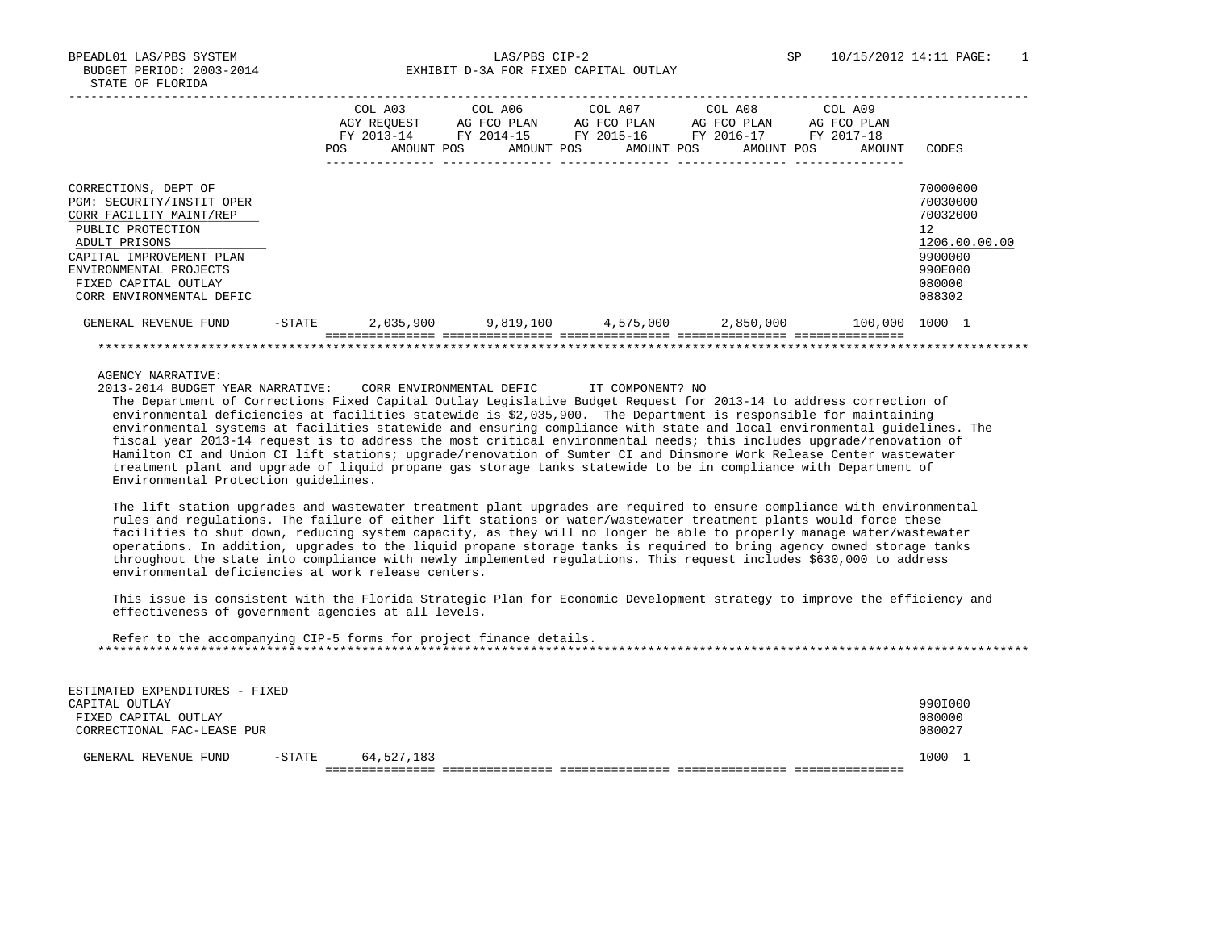BPEADL01 LAS/PBS SYSTEM — LAS/PBS CIP-2 — SP 10/15/2012 14:11

BUDGET PERIOD: 2003-2014

STATE OF FLORIDA

EXHIBIT D-3A FOR FIXED CAPITAL OUTLAY

| | | COL A03 AGY REQUEST FY 2013-14 AMOUNT | COL A06 AG FCO PLAN FY 2014-15 AMOUNT | COL A07 AG FCO PLAN FY 2015-16 AMOUNT | COL A08 AG FCO PLAN FY 2016-17 AMOUNT | COL A09 AG FCO PLAN FY 2017-18 AMOUNT | CODES |
|---|---|---|---|---|---|---|---|
| CORRECTIONS, DEPT OF | | | | | | | 70000000 |
| PGM: SECURITY/INSTIT OPER | | | | | | | 70030000 |
| CORR FACILITY MAINT/REP | | | | | | | 70032000 |
| PUBLIC PROTECTION | | | | | | | 12 |
| ADULT PRISONS | | | | | | | 1206.00.00.00 |
| CAPITAL IMPROVEMENT PLAN | | | | | | | 9900000 |
| ENVIRONMENTAL PROJECTS | | | | | | | 990E000 |
| FIXED CAPITAL OUTLAY | | | | | | | 080000 |
| CORR ENVIRONMENTAL DEFIC | | | | | | | 088302 |
| GENERAL REVENUE FUND | -STATE | 2,035,900 | 9,819,100 | 4,575,000 | 2,850,000 | 100,000 | 1000 1 |

AGENCY NARRATIVE:

2013-2014 BUDGET YEAR NARRATIVE: CORR ENVIRONMENTAL DEFIC IT COMPONENT? NO

The Department of Corrections Fixed Capital Outlay Legislative Budget Request for 2013-14 to address correction of environmental deficiencies at facilities statewide is $2,035,900. The Department is responsible for maintaining environmental systems at facilities statewide and ensuring compliance with state and local environmental guidelines. The fiscal year 2013-14 request is to address the most critical environmental needs; this includes upgrade/renovation of Hamilton CI and Union CI lift stations; upgrade/renovation of Sumter CI and Dinsmore Work Release Center wastewater treatment plant and upgrade of liquid propane gas storage tanks statewide to be in compliance with Department of Environmental Protection guidelines.

The lift station upgrades and wastewater treatment plant upgrades are required to ensure compliance with environmental rules and regulations. The failure of either lift stations or water/wastewater treatment plants would force these facilities to shut down, reducing system capacity, as they will no longer be able to properly manage water/wastewater operations. In addition, upgrades to the liquid propane storage tanks is required to bring agency owned storage tanks throughout the state into compliance with newly implemented regulations. This request includes $630,000 to address environmental deficiencies at work release centers.

This issue is consistent with the Florida Strategic Plan for Economic Development strategy to improve the efficiency and effectiveness of government agencies at all levels.

Refer to the accompanying CIP-5 forms for project finance details.

| | | COL A03 | COL A06 | COL A07 | COL A08 | COL A09 | CODES |
|---|---|---|---|---|---|---|---|
| ESTIMATED EXPENDITURES - FIXED CAPITAL OUTLAY | | | | | | | 990I000 |
| FIXED CAPITAL OUTLAY | | | | | | | 080000 |
| CORRECTIONAL FAC-LEASE PUR | | | | | | | 080027 |
| GENERAL REVENUE FUND | -STATE | 64,527,183 | | | | | 1000 1 |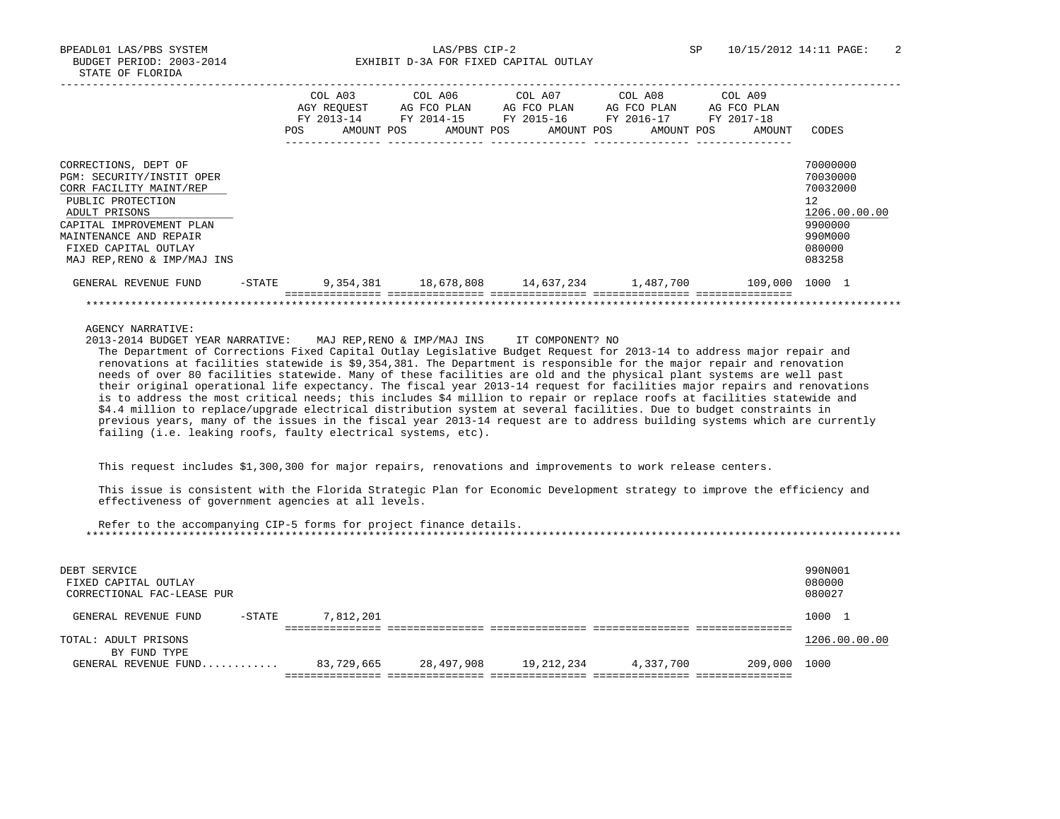BPEADL01 LAS/PBS SYSTEM
BUDGET PERIOD: 2003-2014
STATE OF FLORIDA

LAS/PBS CIP-2
EXHIBIT D-3A FOR FIXED CAPITAL OUTLAY

SP 10/15/2012 14:11

| | | COL A03 AGY REQUEST FY 2013-14 POS AMOUNT | COL A06 AG FCO PLAN FY 2014-15 POS AMOUNT | COL A07 AG FCO PLAN FY 2015-16 POS AMOUNT | COL A08 AG FCO PLAN FY 2016-17 POS AMOUNT | COL A09 AG FCO PLAN FY 2017-18 POS AMOUNT | CODES |
|---|---|---|---|---|---|---|---|
| CORRECTIONS, DEPT OF | | | | | | | 70000000 |
| PGM: SECURITY/INSTIT OPER | | | | | | | 70030000 |
| CORR FACILITY MAINT/REP | | | | | | | 70032000 |
| PUBLIC PROTECTION | | | | | | | 12 |
| ADULT PRISONS | | | | | | | 1206.00.00.00 |
| CAPITAL IMPROVEMENT PLAN | | | | | | | 9900000 |
| MAINTENANCE AND REPAIR | | | | | | | 990M000 |
| FIXED CAPITAL OUTLAY | | | | | | | 080000 |
| MAJ REP,RENO & IMP/MAJ INS | | | | | | | 083258 |
| GENERAL REVENUE FUND | -STATE | 9,354,381 | 18,678,808 | 14,637,234 | 1,487,700 | 109,000 | 1000 1 |

AGENCY NARRATIVE:

2013-2014 BUDGET YEAR NARRATIVE: MAJ REP,RENO & IMP/MAJ INS IT COMPONENT? NO

The Department of Corrections Fixed Capital Outlay Legislative Budget Request for 2013-14 to address major repair and renovations at facilities statewide is $9,354,381. The Department is responsible for the major repair and renovation needs of over 80 facilities statewide. Many of these facilities are old and the physical plant systems are well past their original operational life expectancy. The fiscal year 2013-14 request for facilities major repairs and renovations is to address the most critical needs; this includes $4 million to repair or replace roofs at facilities statewide and $4.4 million to replace/upgrade electrical distribution system at several facilities. Due to budget constraints in previous years, many of the issues in the fiscal year 2013-14 request are to address building systems which are currently failing (i.e. leaking roofs, faulty electrical systems, etc).

This request includes $1,300,300 for major repairs, renovations and improvements to work release centers.

This issue is consistent with the Florida Strategic Plan for Economic Development strategy to improve the efficiency and effectiveness of government agencies at all levels.

Refer to the accompanying CIP-5 forms for project finance details.

| | | COL A03 | COL A06 | COL A07 | COL A08 | COL A09 | CODES |
|---|---|---|---|---|---|---|---|
| DEBT SERVICE | | | | | | | 990N001 |
| FIXED CAPITAL OUTLAY | | | | | | | 080000 |
| CORRECTIONAL FAC-LEASE PUR | | | | | | | 080027 |
| GENERAL REVENUE FUND | -STATE | 7,812,201 | | | | | 1000 1 |
| TOTAL: ADULT PRISONS | | | | | | | 1206.00.00.00 |
| BY FUND TYPE | | | | | | | |
| GENERAL REVENUE FUND............ | | 83,729,665 | 28,497,908 | 19,212,234 | 4,337,700 | 209,000 | 1000 |